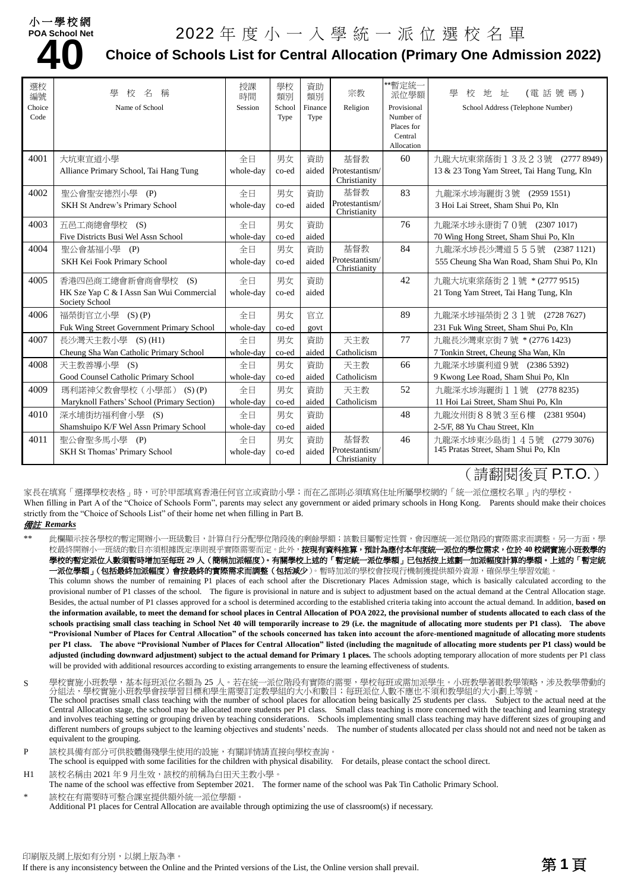小一學校網
POA School Net
**40**

# 2022 年度小一入學統一派位選校名單

## Choice of Schools List for Central Allocation (Primary One Admission 2022)

| 選校編號 Choice Code | 學校名稱 Name of School | 授課時間 Session | 學校類別 School Type | 資助類別 Finance Type | 宗教 Religion | **暫定統一派位學額 Provisional Number of Places for Central Allocation | 學校地址 (電話號碼) School Address (Telephone Number) |
|---|---|---|---|---|---|---|---|
| 4001 | 大坑東宣道小學<br>Alliance Primary School, Tai Hang Tung | 全日<br>whole-day | 男女<br>co-ed | 資助<br>aided | 基督教<br>Protestantism/ Christianity | 60 | 九龍大坑東棠蔭街13及23號 (2777 8949)<br>13 & 23 Tong Yam Street, Tai Hang Tung, Kln |
| 4002 | 聖公會聖安德烈小學 (P)<br>SKH St Andrew's Primary School | 全日<br>whole-day | 男女<br>co-ed | 資助<br>aided | 基督教<br>Protestantism/ Christianity | 83 | 九龍深水埗海麗街3號 (2959 1551)<br>3 Hoi Lai Street, Sham Shui Po, Kln |
| 4003 | 五邑工商總會學校 (S)<br>Five Districts Busi Wel Assn School | 全日<br>whole-day | 男女<br>co-ed | 資助<br>aided | | 76 | 九龍深水埗永康街70號 (2307 1017)<br>70 Wing Hong Street, Sham Shui Po, Kln |
| 4004 | 聖公會基福小學 (P)<br>SKH Kei Fook Primary School | 全日<br>whole-day | 男女<br>co-ed | 資助<br>aided | 基督教<br>Protestantism/ Christianity | 84 | 九龍深水埗長沙灣道555號 (2387 1121)<br>555 Cheung Sha Wan Road, Sham Shui Po, Kln |
| 4005 | 香港四邑商工總會新會商會學校 (S)<br>HK Sze Yap C & I Assn San Wui Commercial Society School | 全日<br>whole-day | 男女<br>co-ed | 資助<br>aided | | 42 | 九龍大坑東棠蔭街21號 * (2777 9515)<br>21 Tong Yam Street, Tai Hang Tung, Kln |
| 4006 | 福榮街官立小學 (S) (P)<br>Fuk Wing Street Government Primary School | 全日<br>whole-day | 男女<br>co-ed | 官立<br>govt | | 89 | 九龍深水埗福榮街231號 (2728 7627)<br>231 Fuk Wing Street, Sham Shui Po, Kln |
| 4007 | 長沙灣天主教小學 (S) (H1)<br>Cheung Sha Wan Catholic Primary School | 全日<br>whole-day | 男女<br>co-ed | 資助<br>aided | 天主教<br>Catholicism | 77 | 九龍長沙灣東京街7號 * (2776 1423)<br>7 Tonkin Street, Cheung Sha Wan, Kln |
| 4008 | 天主教善導小學 (S)<br>Good Counsel Catholic Primary School | 全日<br>whole-day | 男女<br>co-ed | 資助<br>aided | 天主教<br>Catholicism | 66 | 九龍深水埗廣利道9號 (2386 5392)<br>9 Kwong Lee Road, Sham Shui Po, Kln |
| 4009 | 瑪利諾神父教會學校(小學部) (S) (P)<br>Maryknoll Fathers' School (Primary Section) | 全日<br>whole-day | 男女<br>co-ed | 資助<br>aided | 天主教<br>Catholicism | 52 | 九龍深水埗海麗街11號 (2778 8235)<br>11 Hoi Lai Street, Sham Shui Po, Kln |
| 4010 | 深水埗街坊福利會小學 (S)<br>Shamshuipo K/F Wel Assn Primary School | 全日<br>whole-day | 男女<br>co-ed | 資助<br>aided | | 48 | 九龍汝州街88號3至6樓 (2381 9504)<br>2-5/F, 88 Yu Chau Street, Kln |
| 4011 | 聖公會聖多馬小學 (P)<br>SKH St Thomas' Primary School | 全日<br>whole-day | 男女<br>co-ed | 資助<br>aided | 基督教<br>Protestantism/ Christianity | 46 | 九龍深水埗東沙島街145號 (2779 3076)<br>145 Pratas Street, Sham Shui Po, Kln |

(請翻閱後頁 P.T.O.)

家長在填寫「選擇學校表格」時，可於甲部填寫香港任何官立或資助小學；而在乙部則必須填寫住址所屬學校網的「統一派位選校名單」內的學校。
When filling in Part A of the "Choice of Schools Form", parents may select any government or aided primary schools in Hong Kong. Parents should make their choices strictly from the "Choice of Schools List" of their home net when filling in Part B.

***備註 Remarks***

\*\* 此欄顯示按各學校的暫定開辦小一班級數目，計算自行分配學位階段後的剩餘學額；該數目屬暫定性質，會因應統一派位階段的實際需求而調整。另一方面，學校最終開辦小一班級的數目亦須根據既定準則視乎實際需要而定。此外，**按現有資料推算，預計為應付本年度統一派位的學位需求，位於40校網實施小班教學的學校的暫定派位人數須暫時增加至每班29人（簡稱加派幅度）。有關學校上述的「暫定統一派位學額」已包括按上述劃一加派幅度計算的學額。上述的「暫定統一派位學額」（包括最終加派幅度）會按最終的實際需求而調整（包括減少）**。暫時加派的學校會按現行機制獲提供額外資源，確保學生學習效能。
This column shows the number of remaining P1 places of each school after the Discretionary Places Admission stage, which is basically calculated according to the provisional number of P1 classes of the school. The figure is provisional in nature and is subject to adjustment based on the actual demand at the Central Allocation stage. Besides, the actual number of P1 classes approved for a school is determined according to the established criteria taking into account the actual demand. In addition, **based on the information available, to meet the demand for school places in Central Allocation of POA 2022, the provisional number of students allocated to each class of the schools practising small class teaching in School Net 40 will temporarily increase to 29 (i.e. the magnitude of allocating more students per P1 class). The above "Provisional Number of Places for Central Allocation" of the schools concerned has taken into account the afore-mentioned magnitude of allocating more students per P1 class. The above "Provisional Number of Places for Central Allocation" listed (including the magnitude of allocating more students per P1 class) would be adjusted (including downward adjustment) subject to the actual demand for Primary 1 places.** The schools adopting temporary allocation of more students per P1 class will be provided with additional resources according to existing arrangements to ensure the learning effectiveness of students.

S 學校實施小班教學，基本每班派位名額為25人。若在統一派位階段有實際的需要，學校每班或需加派學生。小班教學著眼教學策略，涉及教學帶動的分組法，學校實施小班教學會按學習目標和學生需要訂定教學組的大小和數目；每班派位人數不應也不須和教學組的大小劃上等號。
The school practises small class teaching with the number of school places for allocation being basically 25 students per class. Subject to the actual need at the Central Allocation stage, the school may be allocated more students per P1 class. Small class teaching is more concerned with the teaching and learning strategy and involves teaching setting or grouping driven by teaching considerations. Schools implementing small class teaching may have different sizes of grouping and different numbers of groups subject to the learning objectives and students' needs. The number of students allocated per class should not and need not be taken as equivalent to the grouping.

P 該校具備有部分可供肢體傷殘學生使用的設施，有關詳情請直接向學校查詢。
The school is equipped with some facilities for the children with physical disability. For details, please contact the school direct.

H1 該校名稱由2021年9月生效，該校的前稱為白田天主教小學。
The name of the school was effective from September 2021. The former name of the school was Pak Tin Catholic Primary School.

\* 該校在有需要時可整合課室提供額外統一派位學額。
Additional P1 places for Central Allocation are available through optimizing the use of classroom(s) if necessary.

印刷版及網上版如有分別，以網上版為準。
If there is any inconsistency between the Online and the Printed versions of the List, the Online version shall prevail.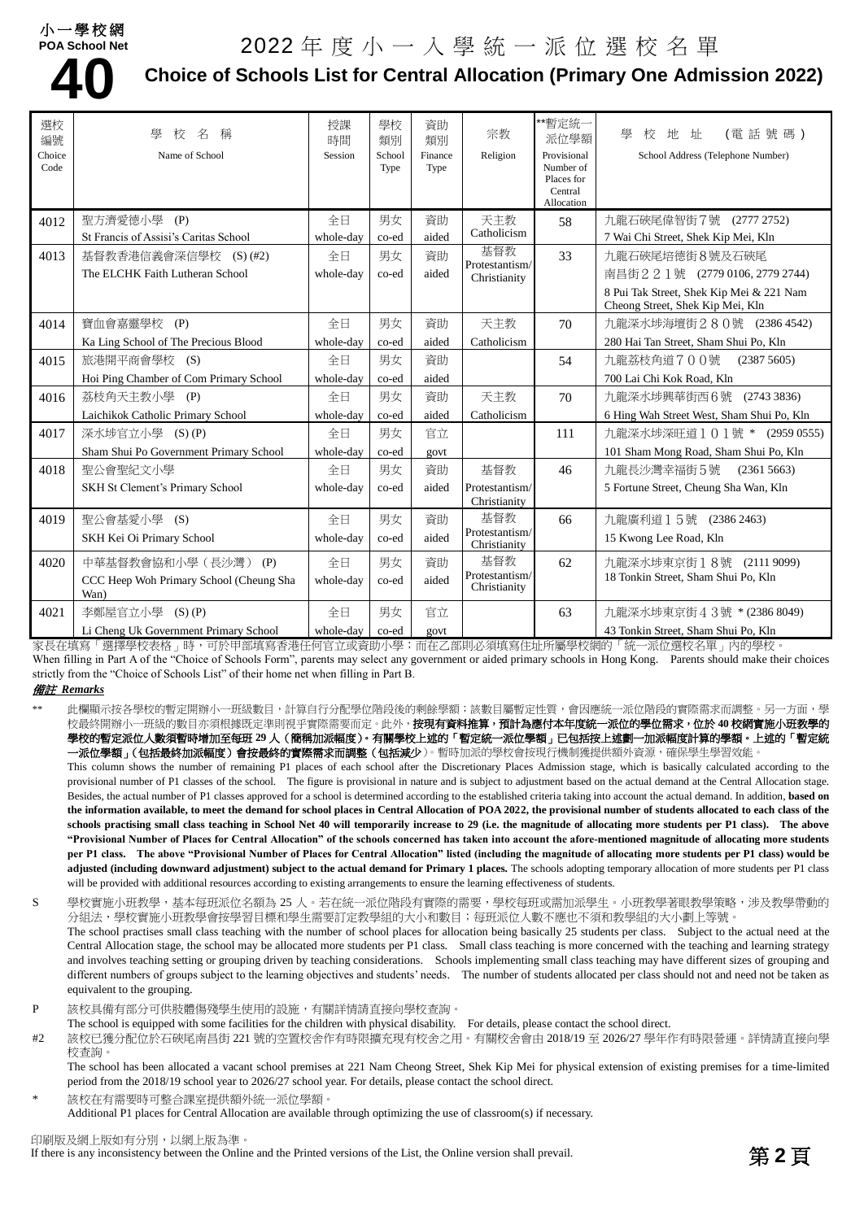小一學校網
POA School Net

# 40

# 2022 年 度 小 一 入 學 統 一 派 位 選 校 名 單

## Choice of Schools List for Central Allocation (Primary One Admission 2022)

| 選校編號 Choice Code | 學 校 名 稱 Name of School | 授課時間 Session | 學校類別 School Type | 資助類別 Finance Type | 宗教 Religion | **暫定統一派位學額 Provisional Number of Places for Central Allocation | 學 校 地 址 (電 話 號 碼) School Address (Telephone Number) |
|---|---|---|---|---|---|---|---|
| 4012 | 聖方濟愛德小學 (P)<br>St Francis of Assisi's Caritas School | 全日<br>whole-day | 男女<br>co-ed | 資助<br>aided | 天主教<br>Catholicism | 58 | 九龍石硤尾偉智街7號 (2777 2752)<br>7 Wai Chi Street, Shek Kip Mei, Kln |
| 4013 | 基督教香港信義會深信學校 (S) (#2)<br>The ELCHK Faith Lutheran School | 全日<br>whole-day | 男女<br>co-ed | 資助<br>aided | 基督教<br>Protestantism/ Christianity | 33 | 九龍石硤尾培德街8號及石硤尾南昌街221號 (2779 0106, 2779 2744)<br>8 Pui Tak Street, Shek Kip Mei & 221 Nam Cheong Street, Shek Kip Mei, Kln |
| 4014 | 寶血會嘉靈學校 (P)<br>Ka Ling School of The Precious Blood | 全日<br>whole-day | 男女<br>co-ed | 資助<br>aided | 天主教<br>Catholicism | 70 | 九龍深水埗海壇街280號 (2386 4542)<br>280 Hai Tan Street, Sham Shui Po, Kln |
| 4015 | 旅港開平商會學校 (S)<br>Hoi Ping Chamber of Com Primary School | 全日<br>whole-day | 男女<br>co-ed | 資助<br>aided | | 54 | 九龍荔枝角道700號 (2387 5605)<br>700 Lai Chi Kok Road, Kln |
| 4016 | 荔枝角天主教小學 (P)<br>Laichikok Catholic Primary School | 全日<br>whole-day | 男女<br>co-ed | 資助<br>aided | 天主教<br>Catholicism | 70 | 九龍深水埗興華街西6號 (2743 3836)<br>6 Hing Wah Street West, Sham Shui Po, Kln |
| 4017 | 深水埗官立小學 (S) (P)<br>Sham Shui Po Government Primary School | 全日<br>whole-day | 男女<br>co-ed | 官立<br>govt | | 111 | 九龍深水埗深旺道101號 * (2959 0555)<br>101 Sham Mong Road, Sham Shui Po, Kln |
| 4018 | 聖公會聖紀文小學<br>SKH St Clement's Primary School | 全日<br>whole-day | 男女<br>co-ed | 資助<br>aided | 基督教<br>Protestantism/ Christianity | 46 | 九龍長沙灣幸福街5號 (2361 5663)<br>5 Fortune Street, Cheung Sha Wan, Kln |
| 4019 | 聖公會基愛小學 (S)<br>SKH Kei Oi Primary School | 全日<br>whole-day | 男女<br>co-ed | 資助<br>aided | 基督教<br>Protestantism/ Christianity | 66 | 九龍廣利道15號 (2386 2463)<br>15 Kwong Lee Road, Kln |
| 4020 | 中華基督教會協和小學（長沙灣） (P)<br>CCC Heep Woh Primary School (Cheung Sha Wan) | 全日<br>whole-day | 男女<br>co-ed | 資助<br>aided | 基督教<br>Protestantism/ Christianity | 62 | 九龍深水埗東京街18號 (2111 9099)<br>18 Tonkin Street, Sham Shui Po, Kln |
| 4021 | 李鄭屋官立小學 (S) (P)<br>Li Cheng Uk Government Primary School | 全日<br>whole-day | 男女<br>co-ed | 官立<br>govt | | 63 | 九龍深水埗東京街43號 * (2386 8049)<br>43 Tonkin Street, Sham Shui Po, Kln |

家長在填寫「選擇學校表格」時，可於甲部填寫香港任何官立或資助小學；而在乙部則必須填寫住址所屬學校網的「統一派位選校名單」內的學校。
When filling in Part A of the "Choice of Schools Form", parents may select any government or aided primary schools in Hong Kong. Parents should make their choices strictly from the "Choice of Schools List" of their home net when filling in Part B.

***備註 Remarks***

** 此欄顯示按各學校的暫定開辦小一班級數目，計算自行分配學位階段後的剩餘學額；該數目屬暫定性質，會因應統一派位階段的實際需求而調整。另一方面，學校最終開辦小一班級的數目亦須根據既定準則視乎實際需要而定。此外，**按現有資料推算，預計為應付本年度統一派位的學位需求，位於 40 校網實施小班教學的學校的暫定派位人數須暫時增加至每班 29 人（簡稱加派幅度）。有關學校上述的「暫定統一派位學額」已包括按上述劃一加派幅度計算的學額。上述的「暫定統一派位學額」(包括最終加派幅度）會按最終的實際需求而調整（包括減少）**。暫時加派的學校會按現行機制獲提供額外資源，確保學生學習效能。
This column shows the number of remaining P1 places of each school after the Discretionary Places Admission stage, which is basically calculated according to the provisional number of P1 classes of the school. The figure is provisional in nature and is subject to adjustment based on the actual demand at the Central Allocation stage. Besides, the actual number of P1 classes approved for a school is determined according to the established criteria taking into account the actual demand. In addition, **based on the information available, to meet the demand for school places in Central Allocation of POA 2022, the provisional number of students allocated to each class of the schools practising small class teaching in School Net 40 will temporarily increase to 29 (i.e. the magnitude of allocating more students per P1 class). The above "Provisional Number of Places for Central Allocation" of the schools concerned has taken into account the afore-mentioned magnitude of allocating more students per P1 class. The above "Provisional Number of Places for Central Allocation" listed (including the magnitude of allocating more students per P1 class) would be adjusted (including downward adjustment) subject to the actual demand for Primary 1 places.** The schools adopting temporary allocation of more students per P1 class will be provided with additional resources according to existing arrangements to ensure the learning effectiveness of students.

S 學校實施小班教學，基本每班派位名額為 25 人。若在統一派位階段有實際的需要，學校每班或需加派學生。小班教學著眼教學策略，涉及教學帶動的分組法，學校實施小班教學會按學習目標和學生需要訂定教學組的大小和數目；每班派位人數不應也不須和教學組的大小劃上等號。
The school practises small class teaching with the number of school places for allocation being basically 25 students per class. Subject to the actual need at the Central Allocation stage, the school may be allocated more students per P1 class. Small class teaching is more concerned with the teaching and learning strategy and involves teaching setting or grouping driven by teaching considerations. Schools implementing small class teaching may have different sizes of grouping and different numbers of groups subject to the learning objectives and students' needs. The number of students allocated per class should not and need not be taken as equivalent to the grouping.

P 該校具備有部分可供肢體傷殘學生使用的設施，有關詳情請直接向學校查詢。
The school is equipped with some facilities for the children with physical disability. For details, please contact the school direct.

#2 該校已獲分配位於石硤尾南昌街 221 號的空置校舍作有時限擴充現有校舍之用。有關校舍會由 2018/19 至 2026/27 學年作有時限營運。詳情請直接向學校查詢。
The school has been allocated a vacant school premises at 221 Nam Cheong Street, Shek Kip Mei for physical extension of existing premises for a time-limited period from the 2018/19 school year to 2026/27 school year. For details, please contact the school direct.

\* 該校在有需要時可整合課室提供額外統一派位學額。
Additional P1 places for Central Allocation are available through optimizing the use of classroom(s) if necessary.

印刷版及網上版如有分別，以網上版為準。
If there is any inconsistency between the Online and the Printed versions of the List, the Online version shall prevail.